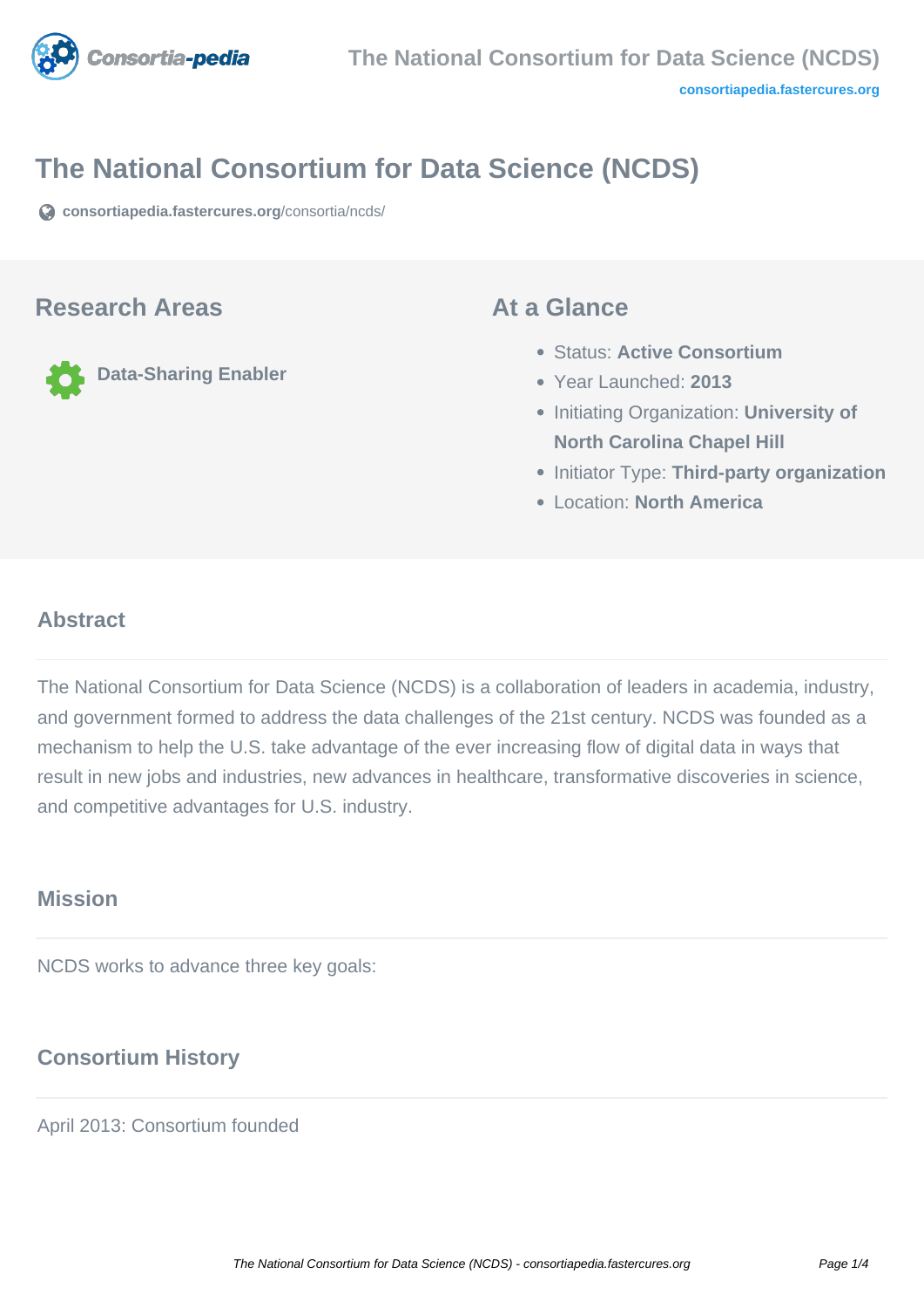# The National Consortium for Data Science (NCDS)

consortiapedia.fastercures.org/consortia/ncds/

## Research Areas

Data-Sharing Enabler

## At a Glance

- Status: **Active Consortium**
- Year Launched: **2013**
- Initiating Organization: **University of North Carolina Chapel Hill**
- Initiator Type: **Third-party organization**
- Location: **North America**

## Abstract

The National Consortium for Data Science (NCDS) is a collaboration of leaders in academia, industry, and government formed to address the data challenges of the 21st century. NCDS was founded as a mechanism to help the U.S. take advantage of the ever increasing flow of digital data in ways that result in new jobs and industries, new advances in healthcare, transformative discoveries in science, and competitive advantages for U.S. industry.

## Mission

NCDS works to advance three key goals:

## Consortium History

April 2013: Consortium founded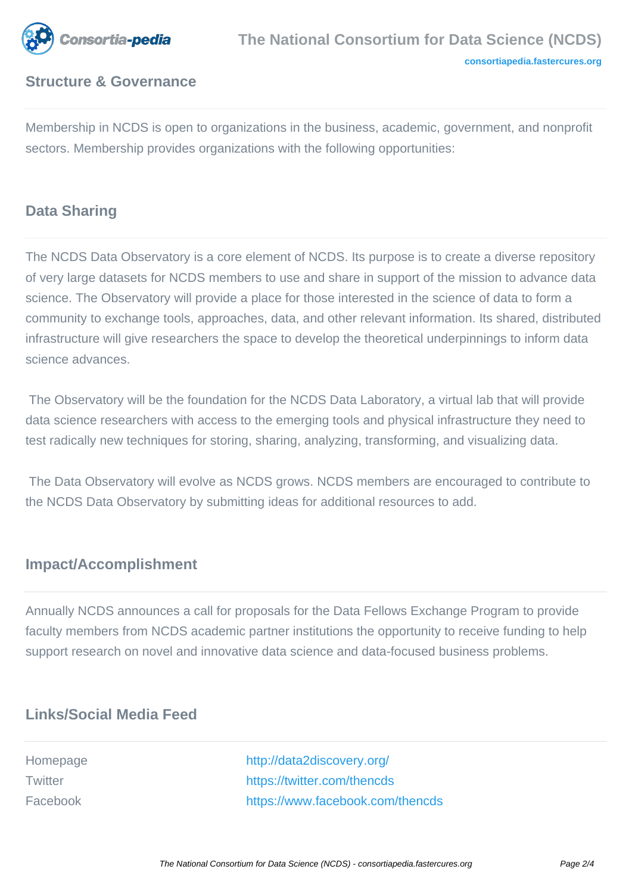## Structure & Governance

Membership in NCDS is open to organizations in the business, academic, government, and nonprofit sectors. Membership provides organizations with the following opportunities:

## Data Sharing

The NCDS Data Observatory is a core element of NCDS. Its purpose is to create a diverse repository of very large datasets for NCDS members to use and share in support of the mission to advance data science. The Observatory will provide a place for those interested in the science of data to form a community to exchange tools, approaches, data, and other relevant information. Its shared, distributed infrastructure will give researchers the space to develop the theoretical underpinnings to inform data science advances.

The Observatory will be the foundation for the NCDS Data Laboratory, a virtual lab that will provide data science researchers with access to the emerging tools and physical infrastructure they need to test radically new techniques for storing, sharing, analyzing, transforming, and visualizing data.

The Data Observatory will evolve as NCDS grows. NCDS members are encouraged to contribute to the NCDS Data Observatory by submitting ideas for additional resources to add.

## Impact/Accomplishment

Annually NCDS announces a call for proposals for the Data Fellows Exchange Program to provide faculty members from NCDS academic partner institutions the opportunity to receive funding to help support research on novel and innovative data science and data-focused business problems.

## Links/Social Media Feed

| | |
|---|---|
| Homepage | http://data2discovery.org/ |
| Twitter | https://twitter.com/thencds |
| Facebook | https://www.facebook.com/thencds |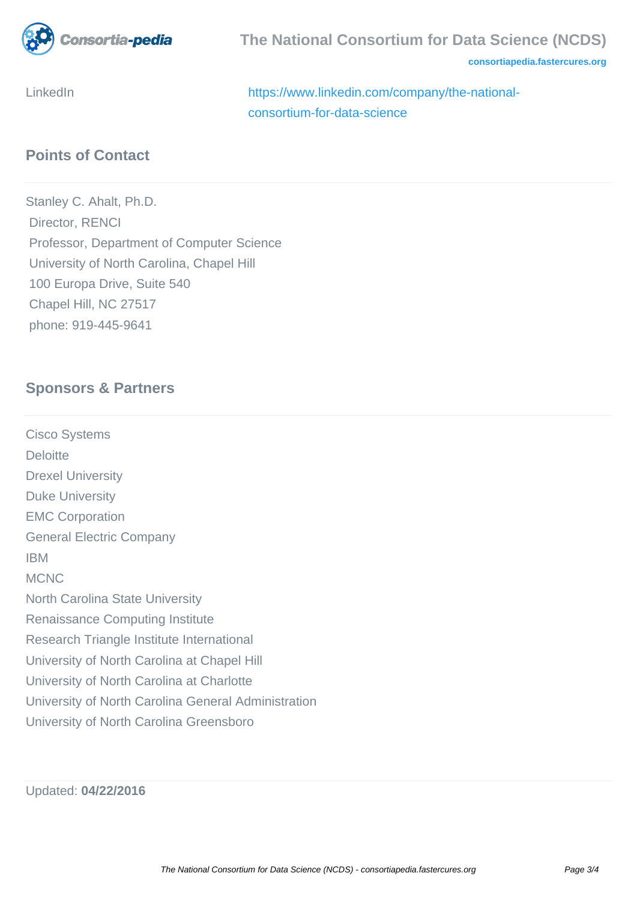LinkedIn https://www.linkedin.com/company/the-national-consortium-for-data-science

## Points of Contact

Stanley C. Ahalt, Ph.D.
Director, RENCI
Professor, Department of Computer Science
University of North Carolina, Chapel Hill
100 Europa Drive, Suite 540
Chapel Hill, NC 27517
phone: 919-445-9641

## Sponsors & Partners

Cisco Systems
Deloitte
Drexel University
Duke University
EMC Corporation
General Electric Company
IBM
MCNC
North Carolina State University
Renaissance Computing Institute
Research Triangle Institute International
University of North Carolina at Chapel Hill
University of North Carolina at Charlotte
University of North Carolina General Administration
University of North Carolina Greensboro

Updated: **04/22/2016**